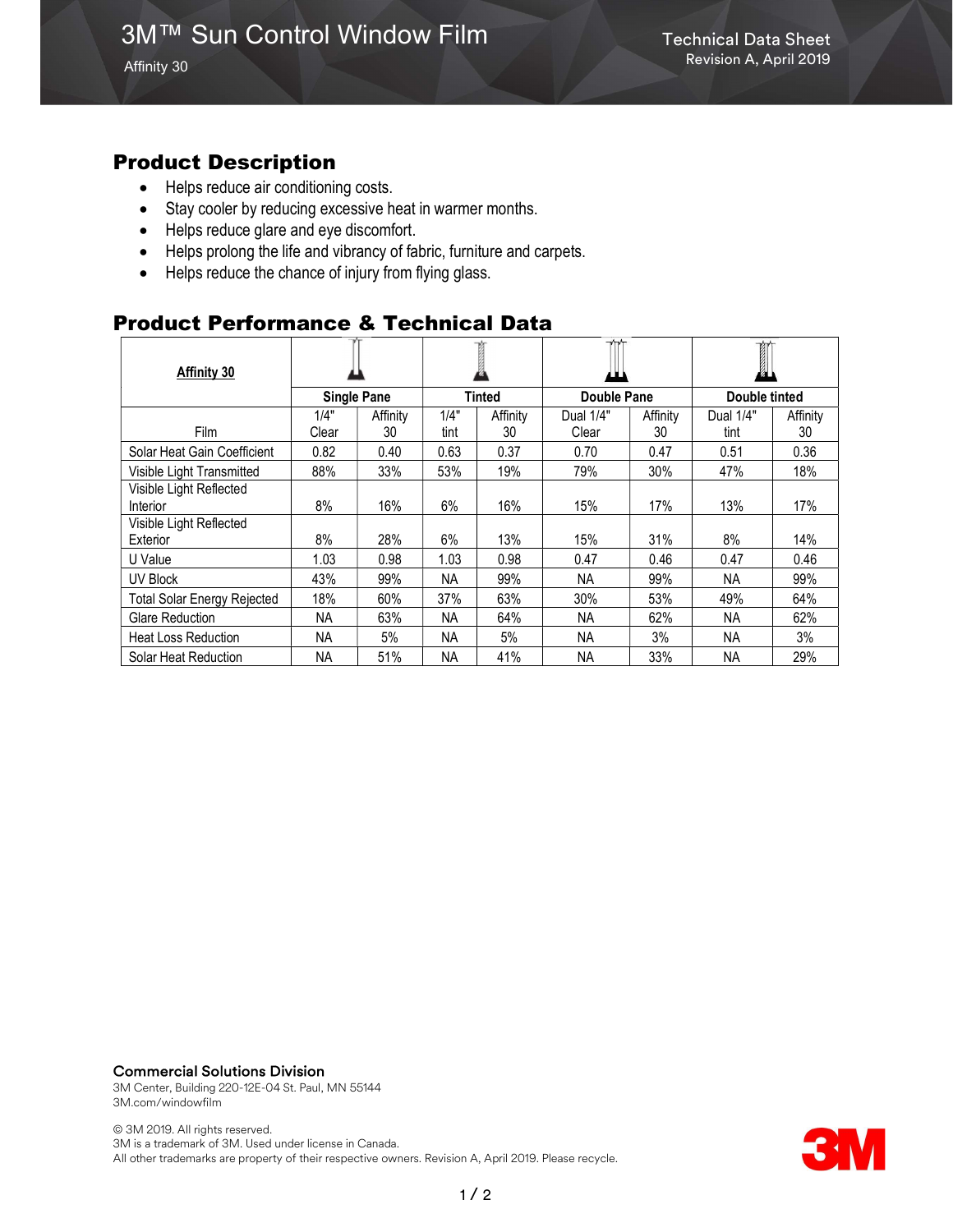# 3M™ Sun Control Window Film

Affinity 30

Technical Data Sheet
Revision A, April 2019

## Product Description

- Helps reduce air conditioning costs.
- Stay cooler by reducing excessive heat in warmer months.
- Helps reduce glare and eye discomfort.
- Helps prolong the life and vibrancy of fabric, furniture and carpets.
- Helps reduce the chance of injury from flying glass.

## Product Performance & Technical Data

| **Affinity 30** | **Single Pane** | | **Tinted** | | **Double Pane** | | **Double tinted** | |
|---|---|---|---|---|---|---|---|---|
| Film | 1/4" Clear | Affinity 30 | 1/4" tint | Affinity 30 | Dual 1/4" Clear | Affinity 30 | Dual 1/4" tint | Affinity 30 |
| Solar Heat Gain Coefficient | 0.82 | 0.40 | 0.63 | 0.37 | 0.70 | 0.47 | 0.51 | 0.36 |
| Visible Light Transmitted | 88% | 33% | 53% | 19% | 79% | 30% | 47% | 18% |
| Visible Light Reflected Interior | 8% | 16% | 6% | 16% | 15% | 17% | 13% | 17% |
| Visible Light Reflected Exterior | 8% | 28% | 6% | 13% | 15% | 31% | 8% | 14% |
| U Value | 1.03 | 0.98 | 1.03 | 0.98 | 0.47 | 0.46 | 0.47 | 0.46 |
| UV Block | 43% | 99% | NA | 99% | NA | 99% | NA | 99% |
| Total Solar Energy Rejected | 18% | 60% | 37% | 63% | 30% | 53% | 49% | 64% |
| Glare Reduction | NA | 63% | NA | 64% | NA | 62% | NA | 62% |
| Heat Loss Reduction | NA | 5% | NA | 5% | NA | 3% | NA | 3% |
| Solar Heat Reduction | NA | 51% | NA | 41% | NA | 33% | NA | 29% |

**Commercial Solutions Division**
3M Center, Building 220-12E-04 St. Paul, MN 55144
3M.com/windowfilm

© 3M 2019. All rights reserved.
3M is a trademark of 3M. Used under license in Canada.
All other trademarks are property of their respective owners. Revision A, April 2019. Please recycle.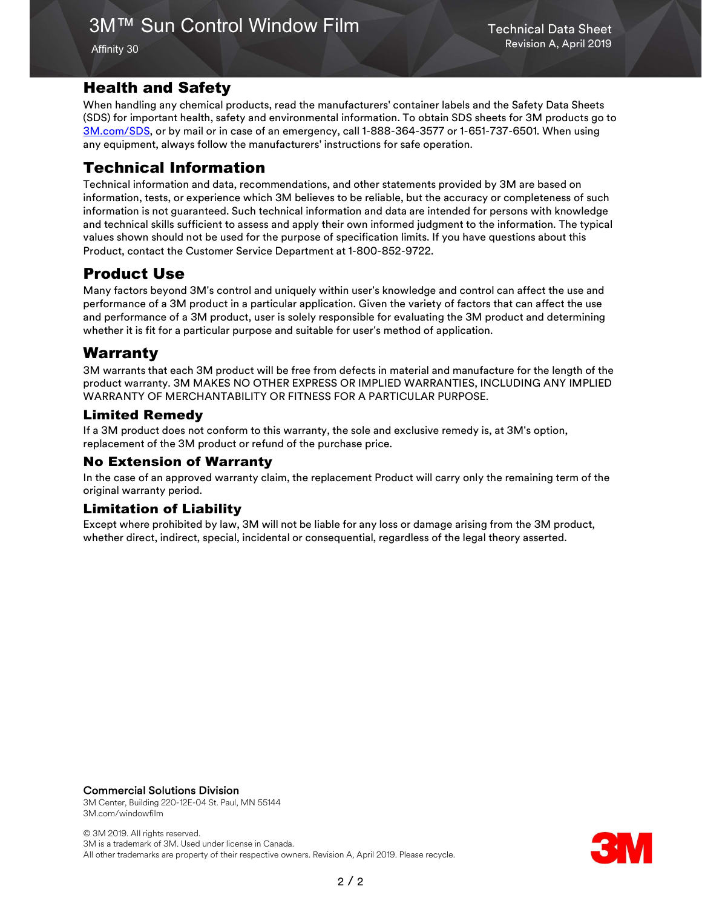## Health and Safety

When handling any chemical products, read the manufacturers' container labels and the Safety Data Sheets (SDS) for important health, safety and environmental information. To obtain SDS sheets for 3M products go to 3M.com/SDS, or by mail or in case of an emergency, call 1-888-364-3577 or 1-651-737-6501. When using any equipment, always follow the manufacturers' instructions for safe operation.

## Technical Information

Technical information and data, recommendations, and other statements provided by 3M are based on information, tests, or experience which 3M believes to be reliable, but the accuracy or completeness of such information is not guaranteed. Such technical information and data are intended for persons with knowledge and technical skills sufficient to assess and apply their own informed judgment to the information. The typical values shown should not be used for the purpose of specification limits. If you have questions about this Product, contact the Customer Service Department at 1-800-852-9722.

## Product Use

Many factors beyond 3M's control and uniquely within user's knowledge and control can affect the use and performance of a 3M product in a particular application. Given the variety of factors that can affect the use and performance of a 3M product, user is solely responsible for evaluating the 3M product and determining whether it is fit for a particular purpose and suitable for user's method of application.

## Warranty

3M warrants that each 3M product will be free from defects in material and manufacture for the length of the product warranty. 3M MAKES NO OTHER EXPRESS OR IMPLIED WARRANTIES, INCLUDING ANY IMPLIED WARRANTY OF MERCHANTABILITY OR FITNESS FOR A PARTICULAR PURPOSE.

### Limited Remedy

If a 3M product does not conform to this warranty, the sole and exclusive remedy is, at 3M's option, replacement of the 3M product or refund of the purchase price.

### No Extension of Warranty

In the case of an approved warranty claim, the replacement Product will carry only the remaining term of the original warranty period.

### Limitation of Liability

Except where prohibited by law, 3M will not be liable for any loss or damage arising from the 3M product, whether direct, indirect, special, incidental or consequential, regardless of the legal theory asserted.

**Commercial Solutions Division**
3M Center, Building 220-12E-04 St. Paul, MN 55144
3M.com/windowfilm

© 3M 2019. All rights reserved.
3M is a trademark of 3M. Used under license in Canada.
All other trademarks are property of their respective owners. Revision A, April 2019. Please recycle.